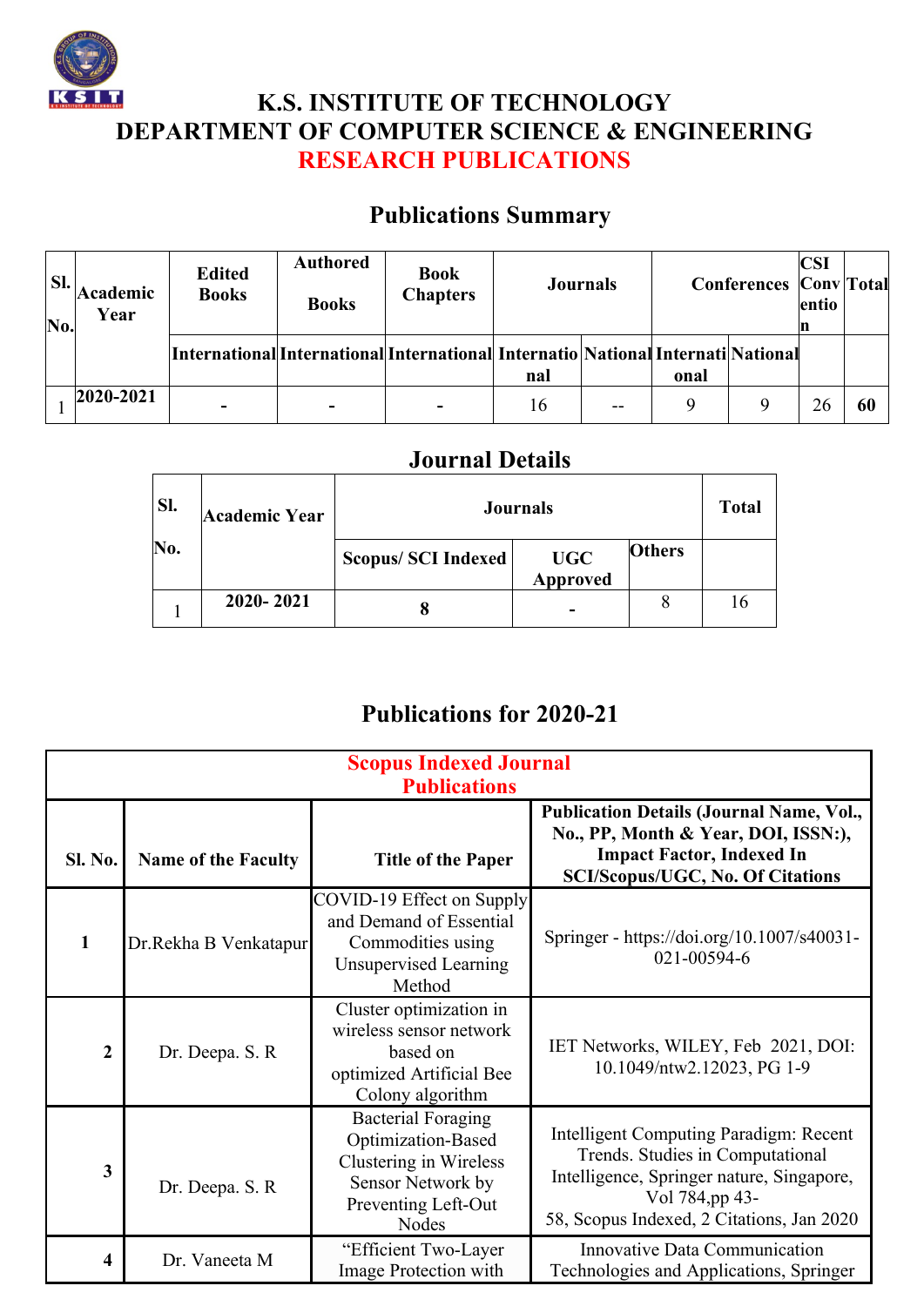# K.S. INSTITUTE OF TECHNOLOGY

## DEPARTMENT OF COMPUTER SCIENCE & ENGINEERING

## RESEARCH PUBLICATIONS

### Publications Summary

| Sl. No. | Academic Year | Edited Books | Authored Books | Book Chapters | Journals | | Conferences | | CSI Convention | Total |
|---|---|---|---|---|---|---|---|---|---|---|
| | | International | International | International | International | National | International | National | | |
| 1 | 2020-2021 | - | - | - | 16 | -- | 9 | 9 | 26 | **60** |

### Journal Details

| Sl. No. | Academic Year | Journals | | | Total |
|---|---|---|---|---|---|
| | | Scopus/ SCI Indexed | UGC Approved | Others | |
| 1 | 2020- 2021 | 8 | - | 8 | 16 |

### Publications for 2020-21

| Sl. No. | Name of the Faculty | Title of the Paper | Publication Details (Journal Name, Vol., No., PP, Month & Year, DOI, ISSN:), Impact Factor, Indexed In SCI/Scopus/UGC, No. Of Citations |
|---|---|---|---|
| **Scopus Indexed Journal Publications** | | | |
| 1 | Dr.Rekha B Venkatapur | COVID-19 Effect on Supply and Demand of Essential Commodities using Unsupervised Learning Method | Springer - https://doi.org/10.1007/s40031-021-00594-6 |
| 2 | Dr. Deepa. S. R | Cluster optimization in wireless sensor network based on optimized Artificial Bee Colony algorithm | IET Networks, WILEY, Feb 2021, DOI: 10.1049/ntw2.12023, PG 1-9 |
| 3 | Dr. Deepa. S. R | Bacterial Foraging Optimization-Based Clustering in Wireless Sensor Network by Preventing Left-Out Nodes | Intelligent Computing Paradigm: Recent Trends. Studies in Computational Intelligence, Springer nature, Singapore, Vol 784,pp 43-58, Scopus Indexed, 2 Citations, Jan 2020 |
| 4 | Dr. Vaneeta M | "Efficient Two-Layer Image Protection with | Innovative Data Communication Technologies and Applications, Springer |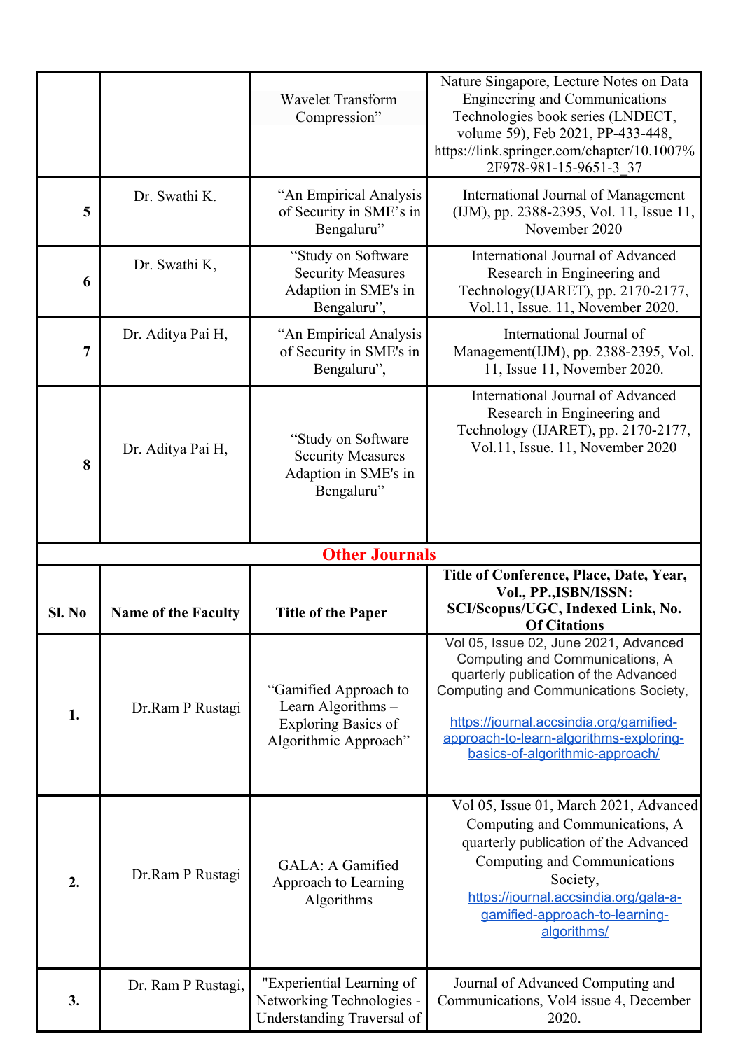|  |  | Wavelet Transform Compression” | Nature Singapore, Lecture Notes on Data Engineering and Communications Technologies book series (LNDECT, volume 59), Feb 2021, PP-433-448, https://link.springer.com/chapter/10.1007%2F978-981-15-9651-3_37 |
|---|---|---|---|
| 5 | Dr. Swathi K. | “An Empirical Analysis of Security in SME’s in Bengaluru” | International Journal of Management (IJM), pp. 2388-2395, Vol. 11, Issue 11, November 2020 |
| 6 | Dr. Swathi K, | “Study on Software Security Measures Adaption in SME's in Bengaluru”, | International Journal of Advanced Research in Engineering and Technology(IJARET), pp. 2170-2177, Vol.11, Issue. 11, November 2020. |
| 7 | Dr. Aditya Pai H, | “An Empirical Analysis of Security in SME's in Bengaluru”, | International Journal of Management(IJM), pp. 2388-2395, Vol. 11, Issue 11, November 2020. |
| 8 | Dr. Aditya Pai H, | “Study on Software Security Measures Adaption in SME's in Bengaluru” | International Journal of Advanced Research in Engineering and Technology (IJARET), pp. 2170-2177, Vol.11, Issue. 11, November 2020 |

**Other Journals**

| Sl. No | Name of the Faculty | Title of the Paper | Title of Conference, Place, Date, Year, Vol., PP.,ISBN/ISSN: SCI/Scopus/UGC, Indexed Link, No. Of Citations |
|---|---|---|---|
| 1. | Dr.Ram P Rustagi | “Gamified Approach to Learn Algorithms – Exploring Basics of Algorithmic Approach” | Vol 05, Issue 02, June 2021, Advanced Computing and Communications, A quarterly publication of the Advanced Computing and Communications Society, https://journal.accsindia.org/gamified-approach-to-learn-algorithms-exploring-basics-of-algorithmic-approach/ |
| 2. | Dr.Ram P Rustagi | GALA: A Gamified Approach to Learning Algorithms | Vol 05, Issue 01, March 2021, Advanced Computing and Communications, A quarterly publication of the Advanced Computing and Communications Society, https://journal.accsindia.org/gala-a-gamified-approach-to-learning-algorithms/ |
| 3. | Dr. Ram P Rustagi, | "Experiential Learning of Networking Technologies - Understanding Traversal of | Journal of Advanced Computing and Communications, Vol4 issue 4, December 2020. |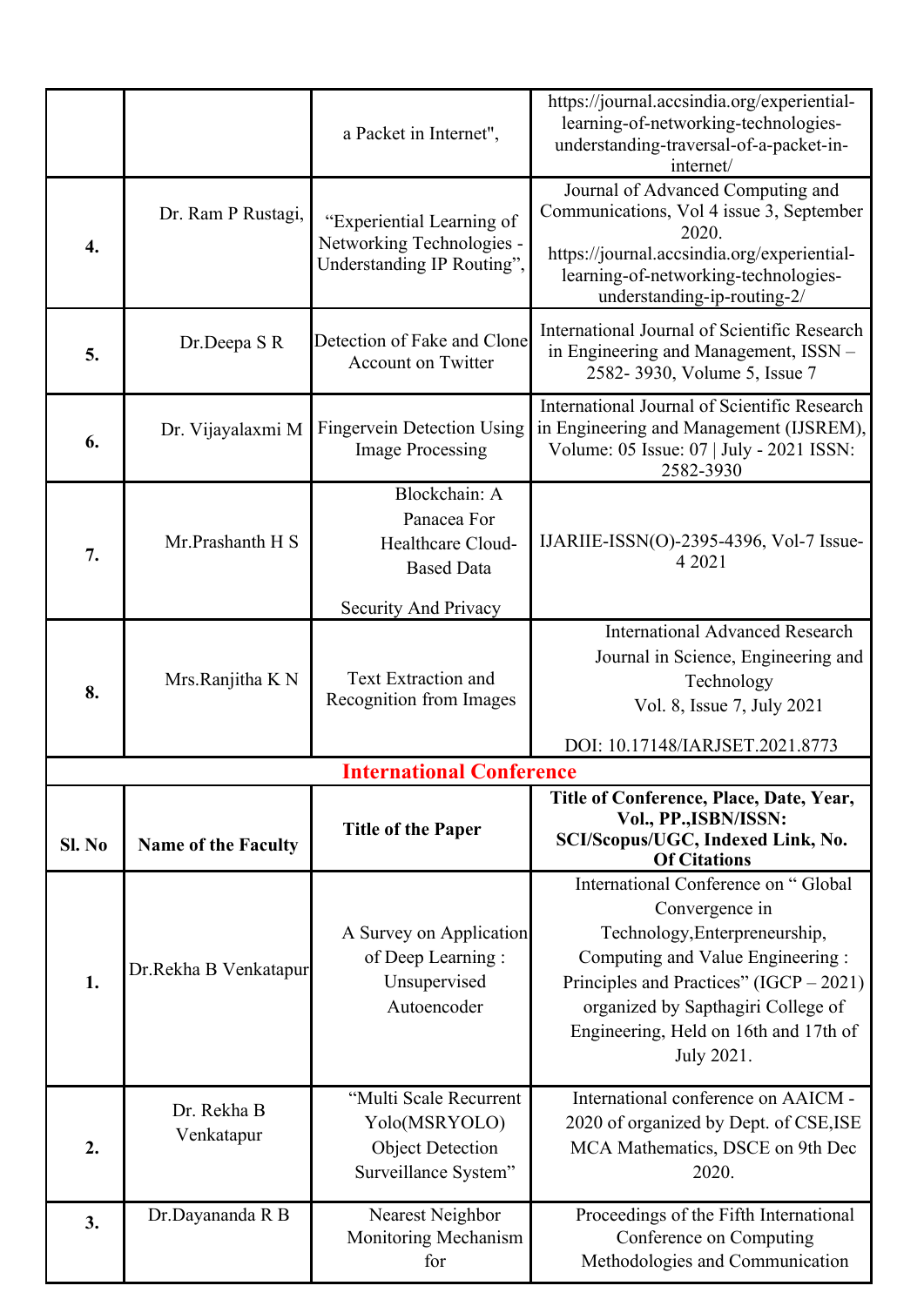|  |  |  |  |
|---|---|---|---|
|  |  | a Packet in Internet", | https://journal.accsindia.org/experiential-learning-of-networking-technologies-understanding-traversal-of-a-packet-in-internet/ |
| **4.** | Dr. Ram P Rustagi, | "Experiential Learning of Networking Technologies - Understanding IP Routing", | Journal of Advanced Computing and Communications, Vol 4 issue 3, September 2020. https://journal.accsindia.org/experiential-learning-of-networking-technologies-understanding-ip-routing-2/ |
| **5.** | Dr.Deepa S R | Detection of Fake and Clone Account on Twitter | International Journal of Scientific Research in Engineering and Management, ISSN – 2582- 3930, Volume 5, Issue 7 |
| **6.** | Dr. Vijayalaxmi M | Fingervein Detection Using Image Processing | International Journal of Scientific Research in Engineering and Management (IJSREM), Volume: 05 Issue: 07 \| July - 2021 ISSN: 2582-3930 |
| **7.** | Mr.Prashanth H S | Blockchain: A Panacea For Healthcare Cloud-Based Data Security And Privacy | IJARIIE-ISSN(O)-2395-4396, Vol-7 Issue-4 2021 |
| **8.** | Mrs.Ranjitha K N | Text Extraction and Recognition from Images | International Advanced Research Journal in Science, Engineering and Technology Vol. 8, Issue 7, July 2021 DOI: 10.17148/IARJSET.2021.8773 |

## International Conference

| Sl. No | Name of the Faculty | Title of the Paper | Title of Conference, Place, Date, Year, Vol., PP.,ISBN/ISSN: SCI/Scopus/UGC, Indexed Link, No. Of Citations |
|---|---|---|---|
| **1.** | Dr.Rekha B Venkatapur | A Survey on Application of Deep Learning : Unsupervised Autoencoder | International Conference on " Global Convergence in Technology,Enterpreneurship, Computing and Value Engineering : Principles and Practices" (IGCP – 2021) organized by Sapthagiri College of Engineering, Held on 16th and 17th of July 2021. |
| **2.** | Dr. Rekha B Venkatapur | "Multi Scale Recurrent Yolo(MSRYOLO) Object Detection Surveillance System" | International conference on AAICM - 2020 of organized by Dept. of CSE,ISE MCA Mathematics, DSCE on 9th Dec 2020. |
| **3.** | Dr.Dayananda R B | Nearest Neighbor Monitoring Mechanism for | Proceedings of the Fifth International Conference on Computing Methodologies and Communication |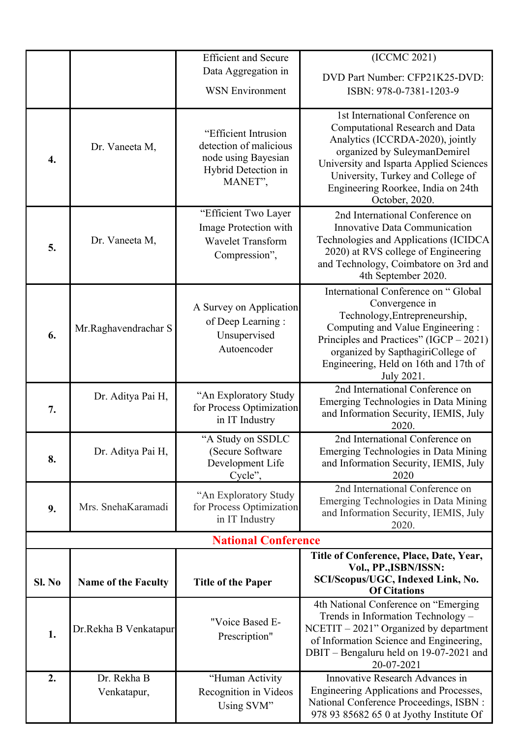|  |  | Efficient and Secure Data Aggregation in WSN Environment | (ICCMC 2021) DVD Part Number: CFP21K25-DVD: ISBN: 978-0-7381-1203-9 |
|---|---|---|---|
| **4.** | Dr. Vaneeta M, | "Efficient Intrusion detection of malicious node using Bayesian Hybrid Detection in MANET", | 1st International Conference on Computational Research and Data Analytics (ICCRDA-2020), jointly organized by SuleymanDemirel University and Isparta Applied Sciences University, Turkey and College of Engineering Roorkee, India on 24th October, 2020. |
| **5.** | Dr. Vaneeta M, | "Efficient Two Layer Image Protection with Wavelet Transform Compression", | 2nd International Conference on Innovative Data Communication Technologies and Applications (ICIDCA 2020) at RVS college of Engineering and Technology, Coimbatore on 3rd and 4th September 2020. |
| **6.** | Mr.Raghavendrachar S | A Survey on Application of Deep Learning : Unsupervised Autoencoder | International Conference on " Global Convergence in Technology,Entrepreneurship, Computing and Value Engineering : Principles and Practices" (IGCP – 2021) organized by SapthagiriCollege of Engineering, Held on 16th and 17th of July 2021. |
| **7.** | Dr. Aditya Pai H, | "An Exploratory Study for Process Optimization in IT Industry | 2nd International Conference on Emerging Technologies in Data Mining and Information Security, IEMIS, July 2020. |
| **8.** | Dr. Aditya Pai H, | "A Study on SSDLC (Secure Software Development Life Cycle", | 2nd International Conference on Emerging Technologies in Data Mining and Information Security, IEMIS, July 2020 |
| **9.** | Mrs. SnehaKaramadi | "An Exploratory Study for Process Optimization in IT Industry | 2nd International Conference on Emerging Technologies in Data Mining and Information Security, IEMIS, July 2020. |

## National Conference

| Sl. No | Name of the Faculty | Title of the Paper | Title of Conference, Place, Date, Year, Vol., PP.,ISBN/ISSN: SCI/Scopus/UGC, Indexed Link, No. Of Citations |
|---|---|---|---|
| **1.** | Dr.Rekha B Venkatapur | "Voice Based E-Prescription" | 4th National Conference on "Emerging Trends in Information Technology – NCETIT – 2021" Organized by department of Information Science and Engineering, DBIT – Bengaluru held on 19-07-2021 and 20-07-2021 |
| **2.** | Dr. Rekha B Venkatapur, | "Human Activity Recognition in Videos Using SVM" | Innovative Research Advances in Engineering Applications and Processes, National Conference Proceedings, ISBN : 978 93 85682 65 0 at Jyothy Institute Of |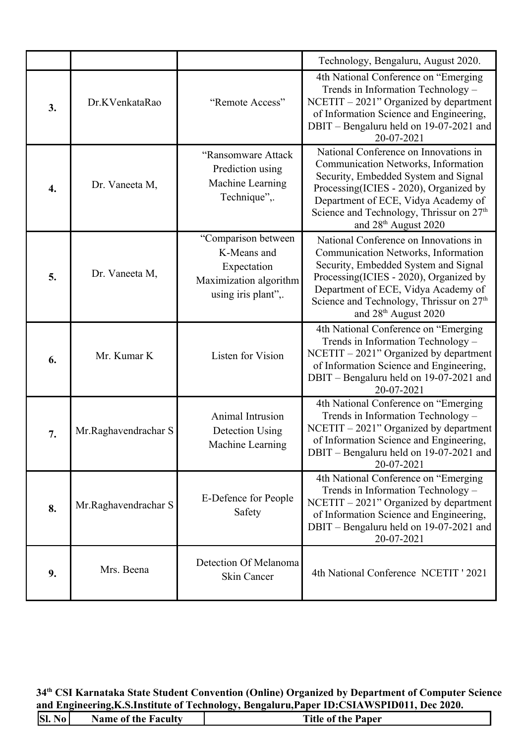|  |  |  | Technology, Bengaluru, August 2020. |
|---|---|---|---|
| **3.** | Dr.KVenkataRao | "Remote Access" | 4th National Conference on "Emerging Trends in Information Technology – NCETIT – 2021" Organized by department of Information Science and Engineering, DBIT – Bengaluru held on 19-07-2021 and 20-07-2021 |
| **4.** | Dr. Vaneeta M, | "Ransomware Attack Prediction using Machine Learning Technique",. | National Conference on Innovations in Communication Networks, Information Security, Embedded System and Signal Processing(ICIES - 2020), Organized by Department of ECE, Vidya Academy of Science and Technology, Thrissur on 27th and 28th August 2020 |
| **5.** | Dr. Vaneeta M, | "Comparison between K-Means and Expectation Maximization algorithm using iris plant",. | National Conference on Innovations in Communication Networks, Information Security, Embedded System and Signal Processing(ICIES - 2020), Organized by Department of ECE, Vidya Academy of Science and Technology, Thrissur on 27th and 28th August 2020 |
| **6.** | Mr. Kumar K | Listen for Vision | 4th National Conference on "Emerging Trends in Information Technology – NCETIT – 2021" Organized by department of Information Science and Engineering, DBIT – Bengaluru held on 19-07-2021 and 20-07-2021 |
| **7.** | Mr.Raghavendrachar S | Animal Intrusion Detection Using Machine Learning | 4th National Conference on "Emerging Trends in Information Technology – NCETIT – 2021" Organized by department of Information Science and Engineering, DBIT – Bengaluru held on 19-07-2021 and 20-07-2021 |
| **8.** | Mr.Raghavendrachar S | E-Defence for People Safety | 4th National Conference on "Emerging Trends in Information Technology – NCETIT – 2021" Organized by department of Information Science and Engineering, DBIT – Bengaluru held on 19-07-2021 and 20-07-2021 |
| **9.** | Mrs. Beena | Detection Of Melanoma Skin Cancer | 4th National Conference NCETIT ' 2021 |

**34th CSI Karnataka State Student Convention (Online) Organized by Department of Computer Science and Engineering,K.S.Institute of Technology, Bengaluru,Paper ID:CSIAWSPID011, Dec 2020.**

| Sl. No | Name of the Faculty | Title of the Paper |
|---|---|---|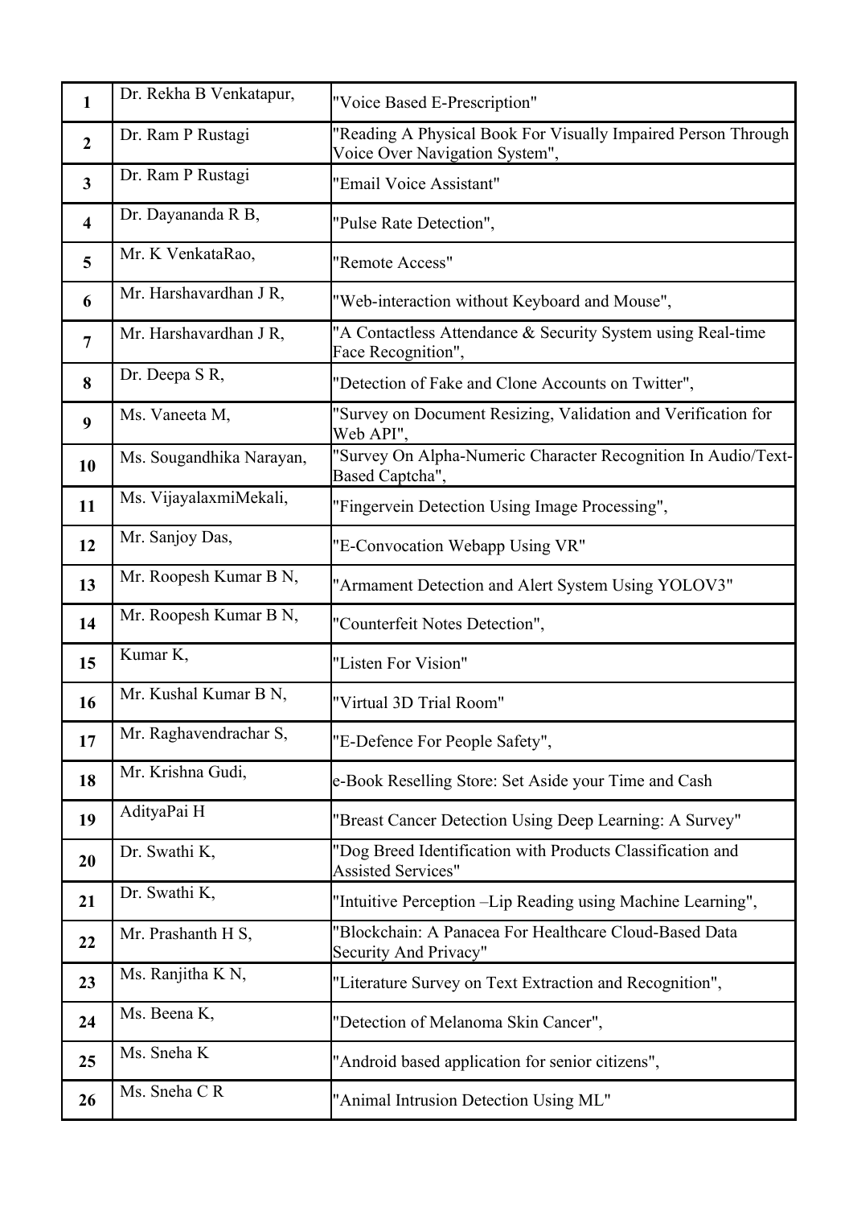| | | |
|---|---|---|
| **1** | Dr. Rekha B Venkatapur, | "Voice Based E-Prescription" |
| **2** | Dr. Ram P Rustagi | "Reading A Physical Book For Visually Impaired Person Through Voice Over Navigation System", |
| **3** | Dr. Ram P Rustagi | "Email Voice Assistant" |
| **4** | Dr. Dayananda R B, | "Pulse Rate Detection", |
| **5** | Mr. K VenkataRao, | "Remote Access" |
| **6** | Mr. Harshavardhan J R, | "Web-interaction without Keyboard and Mouse", |
| **7** | Mr. Harshavardhan J R, | "A Contactless Attendance & Security System using Real-time Face Recognition", |
| **8** | Dr. Deepa S R, | "Detection of Fake and Clone Accounts on Twitter", |
| **9** | Ms. Vaneeta M, | "Survey on Document Resizing, Validation and Verification for Web API", |
| **10** | Ms. Sougandhika Narayan, | "Survey On Alpha-Numeric Character Recognition In Audio/Text-Based Captcha", |
| **11** | Ms. VijayalaxmiMekali, | "Fingervein Detection Using Image Processing", |
| **12** | Mr. Sanjoy Das, | "E-Convocation Webapp Using VR" |
| **13** | Mr. Roopesh Kumar B N, | "Armament Detection and Alert System Using YOLOV3" |
| **14** | Mr. Roopesh Kumar B N, | "Counterfeit Notes Detection", |
| **15** | Kumar K, | "Listen For Vision" |
| **16** | Mr. Kushal Kumar B N, | "Virtual 3D Trial Room" |
| **17** | Mr. Raghavendrachar S, | "E-Defence For People Safety", |
| **18** | Mr. Krishna Gudi, | e-Book Reselling Store: Set Aside your Time and Cash |
| **19** | AdityaPai H | "Breast Cancer Detection Using Deep Learning: A Survey" |
| **20** | Dr. Swathi K, | "Dog Breed Identification with Products Classification and Assisted Services" |
| **21** | Dr. Swathi K, | "Intuitive Perception –Lip Reading using Machine Learning", |
| **22** | Mr. Prashanth H S, | "Blockchain: A Panacea For Healthcare Cloud-Based Data Security And Privacy" |
| **23** | Ms. Ranjitha K N, | "Literature Survey on Text Extraction and Recognition", |
| **24** | Ms. Beena K, | "Detection of Melanoma Skin Cancer", |
| **25** | Ms. Sneha K | "Android based application for senior citizens", |
| **26** | Ms. Sneha C R | "Animal Intrusion Detection Using ML" |